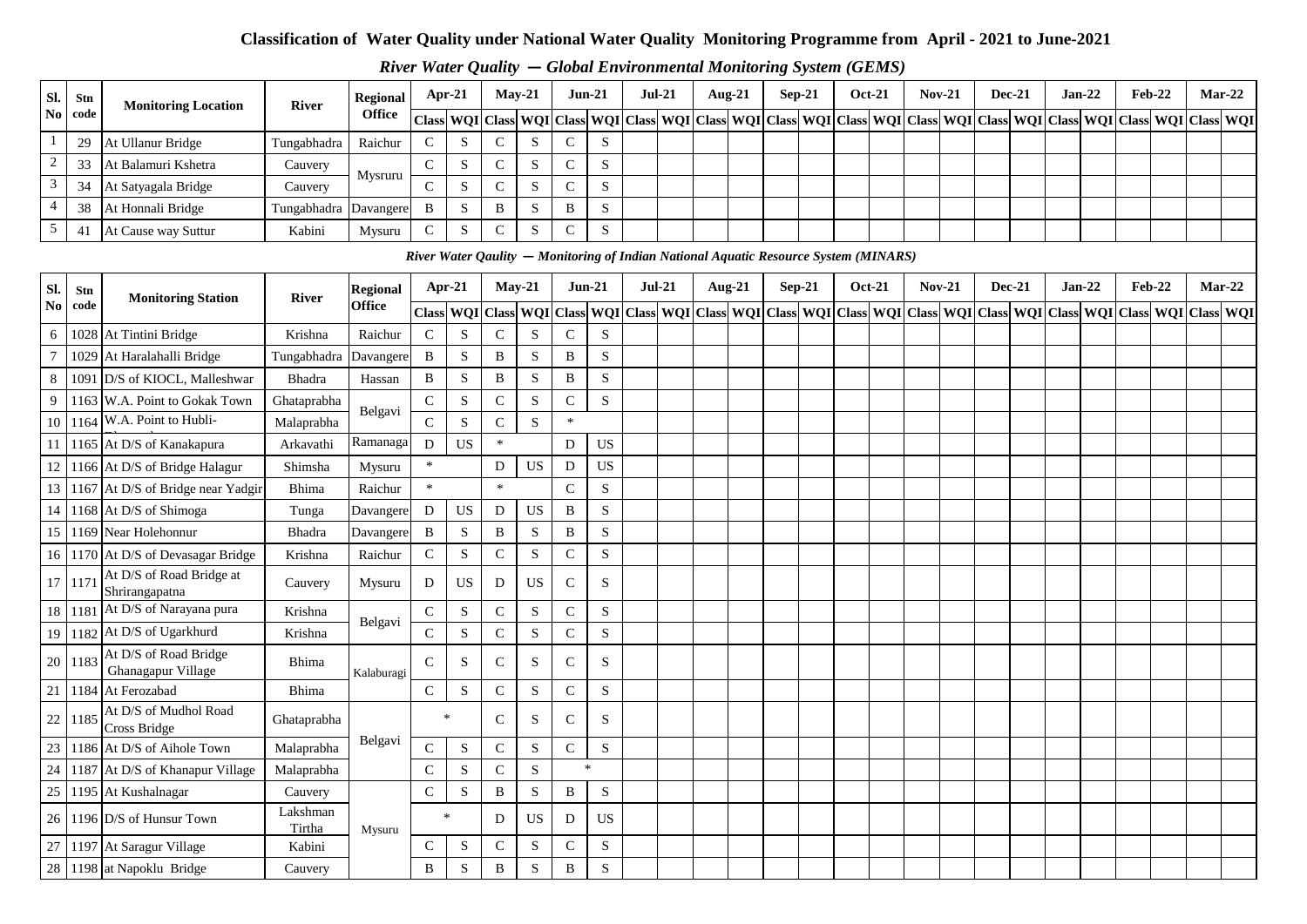# Classification of Water Quality under National Water Quality Monitoring Programme from April - 2021 to June-2021

## *River Water Quality — Global Environmental Monitoring System (GEMS)*

| Sl. No | Stn code | Monitoring Location | River | Regional Office | Apr-21 | | May-21 | | Jun-21 | | Jul-21 | | Aug-21 | | Sep-21 | | Oct-21 | | Nov-21 | | Dec-21 | | Jan-22 | | Feb-22 | | Mar-22 | |
|---|---|---|---|---|---|---|---|---|---|---|---|---|---|---|---|---|---|---|---|---|---|---|---|---|---|---|---|---|
| | | | | | Class | WQI | Class | WQI | Class | WQI | Class | WQI | Class | WQI | Class | WQI | Class | WQI | Class | WQI | Class | WQI | Class | WQI | Class | WQI | Class | WQI |
| 1 | 29 | At Ullanur Bridge | Tungabhadra | Raichur | C | S | C | S | C | S | | | | | | | | | | | | | | | | | | |
| 2 | 33 | At Balamuri Kshetra | Cauvery | Mysruru | C | S | C | S | C | S | | | | | | | | | | | | | | | | | | |
| 3 | 34 | At Satyagala Bridge | Cauvery | | C | S | C | S | C | S | | | | | | | | | | | | | | | | | | |
| 4 | 38 | At Honnali Bridge | Tungabhadra | Davangere | B | S | B | S | B | S | | | | | | | | | | | | | | | | | | |
| 5 | 41 | At Cause way Suttur | Kabini | Mysuru | C | S | C | S | C | S | | | | | | | | | | | | | | | | | | |

## *River Water Qaulity — Monitoring of Indian National Aquatic Resource System (MINARS)*

| Sl. No | Stn code | Monitoring Station | River | Regional Office | Apr-21 | | May-21 | | Jun-21 | | Jul-21 | | Aug-21 | | Sep-21 | | Oct-21 | | Nov-21 | | Dec-21 | | Jan-22 | | Feb-22 | | Mar-22 | |
|---|---|---|---|---|---|---|---|---|---|---|---|---|---|---|---|---|---|---|---|---|---|---|---|---|---|---|---|---|
| | | | | | Class | WQI | Class | WQI | Class | WQI | Class | WQI | Class | WQI | Class | WQI | Class | WQI | Class | WQI | Class | WQI | Class | WQI | Class | WQI | Class | WQI |
| 6 | 1028 | At Tintini Bridge | Krishna | Raichur | C | S | C | S | C | S | | | | | | | | | | | | | | | | | | |
| 7 | 1029 | At Haralahalli Bridge | Tungabhadra | Davangere | B | S | B | S | B | S | | | | | | | | | | | | | | | | | | |
| 8 | 1091 | D/S of KIOCL, Malleshwar | Bhadra | Hassan | B | S | B | S | B | S | | | | | | | | | | | | | | | | | | |
| 9 | 1163 | W.A. Point to Gokak Town | Ghataprabha | Belgavi | C | S | C | S | C | S | | | | | | | | | | | | | | | | | | |
| 10 | 1164 | W.A. Point to Hubli-Dharwad | Malaprabha | | C | S | C | S | * | | | | | | | | | | | | | | | | | | | |
| 11 | 1165 | At D/S of Kanakapura | Arkavathi | Ramanaga | D | US | * | | D | US | | | | | | | | | | | | | | | | | | |
| 12 | 1166 | At D/S of Bridge Halagur | Shimsha | Mysuru | * | | D | US | D | US | | | | | | | | | | | | | | | | | | |
| 13 | 1167 | At D/S of Bridge near Yadgir | Bhima | Raichur | * | | * | | C | S | | | | | | | | | | | | | | | | | | |
| 14 | 1168 | At D/S of Shimoga | Tunga | Davangere | D | US | D | US | B | S | | | | | | | | | | | | | | | | | | |
| 15 | 1169 | Near Holehonnur | Bhadra | Davangere | B | S | B | S | B | S | | | | | | | | | | | | | | | | | | |
| 16 | 1170 | At D/S of Devasagar Bridge | Krishna | Raichur | C | S | C | S | C | S | | | | | | | | | | | | | | | | | | |
| 17 | 1171 | At D/S of Road Bridge at Shrirangapatna | Cauvery | Mysuru | D | US | D | US | C | S | | | | | | | | | | | | | | | | | | |
| 18 | 1181 | At D/S of Narayana pura | Krishna | Belgavi | C | S | C | S | C | S | | | | | | | | | | | | | | | | | | |
| 19 | 1182 | At D/S of Ugarkhurd | Krishna | | C | S | C | S | C | S | | | | | | | | | | | | | | | | | | |
| 20 | 1183 | At D/S of Road Bridge Ghanagapur Village | Bhima | Kalaburagi | C | S | C | S | C | S | | | | | | | | | | | | | | | | | | |
| 21 | 1184 | At Ferozabad | Bhima | | C | S | C | S | C | S | | | | | | | | | | | | | | | | | | |
| 22 | 1185 | At D/S of Mudhol Road Cross Bridge | Ghataprabha | Belgavi | * | | C | S | C | S | | | | | | | | | | | | | | | | | | |
| 23 | 1186 | At D/S of Aihole Town | Malaprabha | | C | S | C | S | C | S | | | | | | | | | | | | | | | | | | |
| 24 | 1187 | At D/S of Khanapur Village | Malaprabha | | C | S | C | S | * | | | | | | | | | | | | | | | | | | | |
| 25 | 1195 | At Kushalnagar | Cauvery | Mysuru | C | S | B | S | B | S | | | | | | | | | | | | | | | | | | |
| 26 | 1196 | D/S of Hunsur Town | Lakshman Tirtha | | * | | D | US | D | US | | | | | | | | | | | | | | | | | | |
| 27 | 1197 | At Saragur Village | Kabini | | C | S | C | S | C | S | | | | | | | | | | | | | | | | | | |
| 28 | 1198 | at Napoklu Bridge | Cauvery | | B | S | B | S | B | S | | | | | | | | | | | | | | | | | | |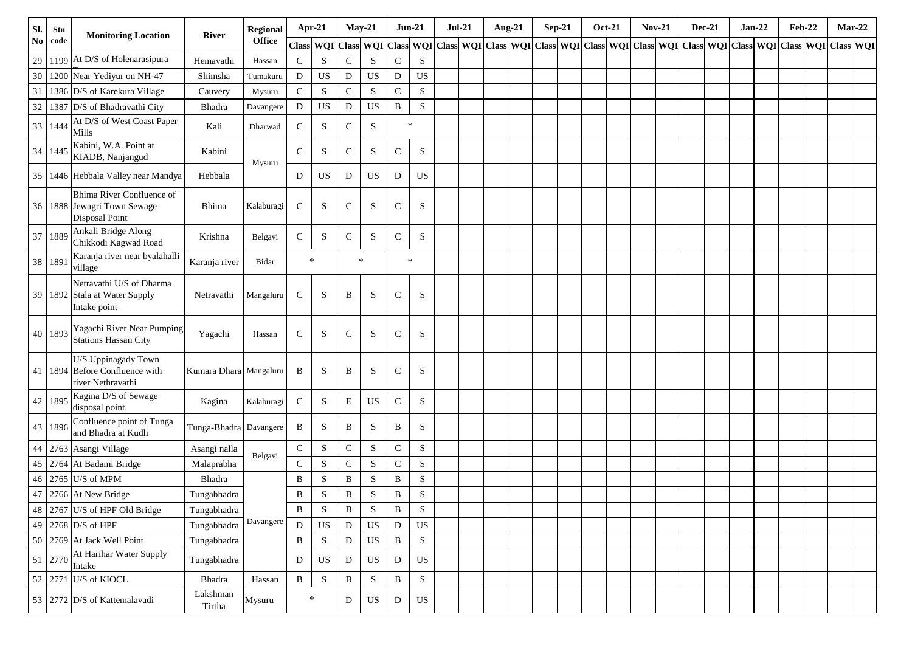| Sl. No | Stn code | Monitoring Location | River | Regional Office | Apr-21 | | May-21 | | Jun-21 | | Jul-21 | | Aug-21 | | Sep-21 | | Oct-21 | | Nov-21 | | Dec-21 | | Jan-22 | | Feb-22 | | Mar-22 | |
|---|---|---|---|---|---|---|---|---|---|---|---|---|---|---|---|---|---|---|---|---|---|---|---|---|---|---|---|---|
| | | | | | Class | WQI | Class | WQI | Class | WQI | Class | WQI | Class | WQI | Class | WQI | Class | WQI | Class | WQI | Class | WQI | Class | WQI | Class | WQI | Class | WQI |
| 29 | 1199 | At D/S of Holenarasipura | Hemavathi | Hassan | C | S | C | S | C | S | | | | | | | | | | | | | | | | | | |
| 30 | 1200 | Near Yediyur on NH-47 | Shimsha | Tumakuru | D | US | D | US | D | US | | | | | | | | | | | | | | | | | | |
| 31 | 1386 | D/S of Karekura Village | Cauvery | Mysuru | C | S | C | S | C | S | | | | | | | | | | | | | | | | | | |
| 32 | 1387 | D/S of Bhadravathi City | Bhadra | Davangere | D | US | D | US | B | S | | | | | | | | | | | | | | | | | | |
| 33 | 1444 | At D/S of West Coast Paper Mills | Kali | Dharwad | C | S | C | S | * | | | | | | | | | | | | | | | | | | | |
| 34 | 1445 | Kabini, W.A. Point at KIADB, Nanjangud | Kabini | Mysuru | C | S | C | S | C | S | | | | | | | | | | | | | | | | | | |
| 35 | 1446 | Hebbala Valley near Mandya | Hebbala | | D | US | D | US | D | US | | | | | | | | | | | | | | | | | | |
| 36 | 1888 | Bhima River Confluence of Jewagri Town Sewage Disposal Point | Bhima | Kalaburagi | C | S | C | S | C | S | | | | | | | | | | | | | | | | | | |
| 37 | 1889 | Ankali Bridge Along Chikkodi Kagwad Road | Krishna | Belgavi | C | S | C | S | C | S | | | | | | | | | | | | | | | | | | |
| 38 | 1891 | Karanja river near byalahalli village | Karanja river | Bidar | * | | * | | * | | | | | | | | | | | | | | | | | | | |
| 39 | 1892 | Netravathi U/S of Dharma Stala at Water Supply Intake point | Netravathi | Mangaluru | C | S | B | S | C | S | | | | | | | | | | | | | | | | | | |
| 40 | 1893 | Yagachi River Near Pumping Stations Hassan City | Yagachi | Hassan | C | S | C | S | C | S | | | | | | | | | | | | | | | | | | |
| 41 | 1894 | U/S Uppinagady Town Before Confluence with river Nethravathi | Kumara Dhara | Mangaluru | B | S | B | S | C | S | | | | | | | | | | | | | | | | | | |
| 42 | 1895 | Kagina D/S of Sewage disposal point | Kagina | Kalaburagi | C | S | E | US | C | S | | | | | | | | | | | | | | | | | | |
| 43 | 1896 | Confluence point of Tunga and Bhadra at Kudli | Tunga-Bhadra | Davangere | B | S | B | S | B | S | | | | | | | | | | | | | | | | | | |
| 44 | 2763 | Asangi Village | Asangi nalla | Belgavi | C | S | C | S | C | S | | | | | | | | | | | | | | | | | | |
| 45 | 2764 | At Badami Bridge | Malaprabha | | C | S | C | S | C | S | | | | | | | | | | | | | | | | | | |
| 46 | 2765 | U/S of MPM | Bhadra | Davangere | B | S | B | S | B | S | | | | | | | | | | | | | | | | | | |
| 47 | 2766 | At New Bridge | Tungabhadra | | B | S | B | S | B | S | | | | | | | | | | | | | | | | | | |
| 48 | 2767 | U/S of HPF Old Bridge | Tungabhadra | | B | S | B | S | B | S | | | | | | | | | | | | | | | | | | |
| 49 | 2768 | D/S of HPF | Tungabhadra | | D | US | D | US | D | US | | | | | | | | | | | | | | | | | | |
| 50 | 2769 | At Jack Well Point | Tungabhadra | | B | S | D | US | B | S | | | | | | | | | | | | | | | | | | |
| 51 | 2770 | At Harihar Water Supply Intake | Tungabhadra | | D | US | D | US | D | US | | | | | | | | | | | | | | | | | | |
| 52 | 2771 | U/S of KIOCL | Bhadra | Hassan | B | S | B | S | B | S | | | | | | | | | | | | | | | | | | |
| 53 | 2772 | D/S of Kattemalavadi | Lakshman Tirtha | Mysuru | * | | D | US | D | US | | | | | | | | | | | | | | | | | | |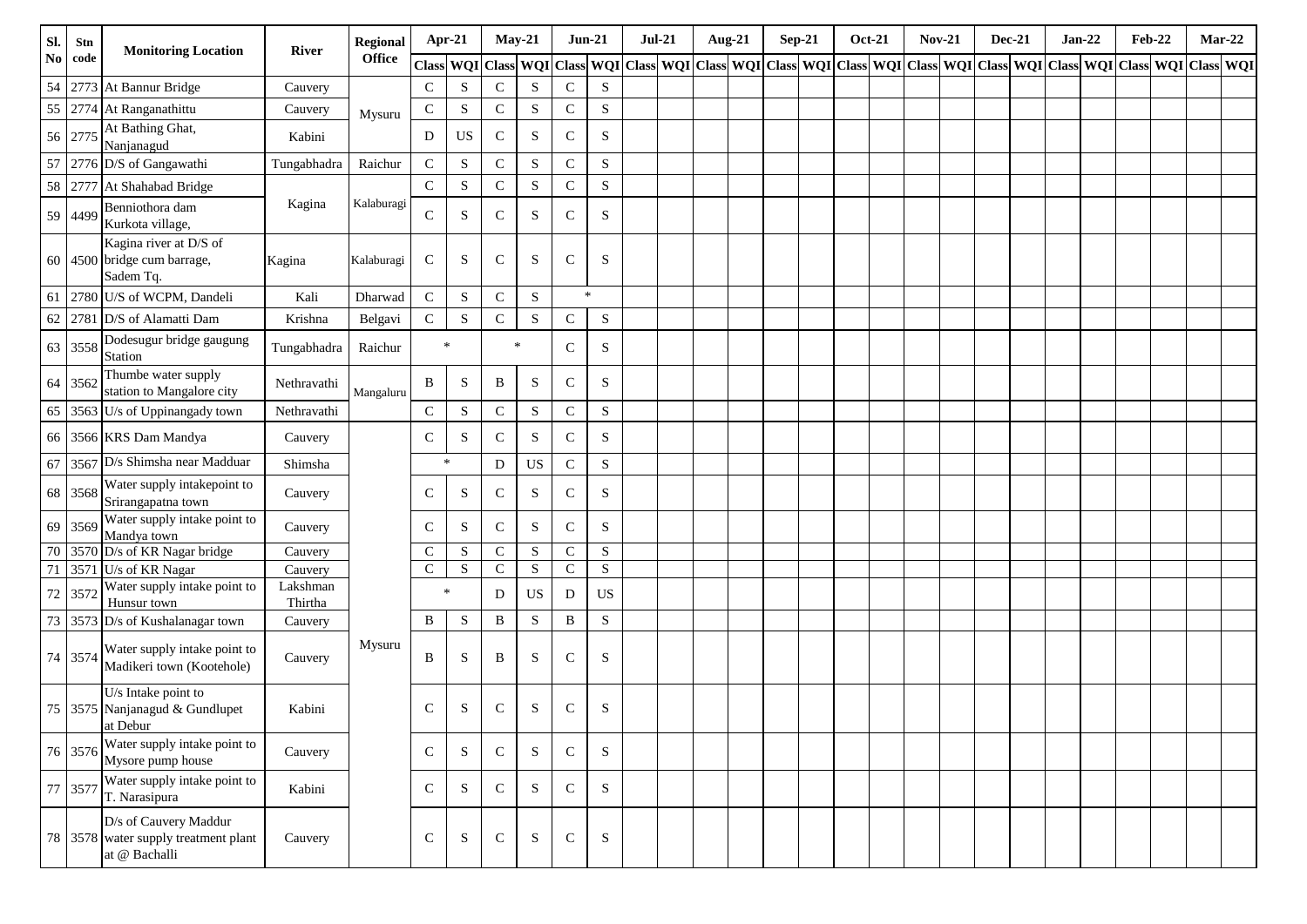| Sl. No | Stn code | Monitoring Location | River | Regional Office | Apr-21 | | May-21 | | Jun-21 | | Jul-21 | | Aug-21 | | Sep-21 | | Oct-21 | | Nov-21 | | Dec-21 | | Jan-22 | | Feb-22 | | Mar-22 | |
|---|---|---|---|---|---|---|---|---|---|---|---|---|---|---|---|---|---|---|---|---|---|---|---|---|---|---|---|---|
| | | | | | Class | WQI | Class | WQI | Class | WQI | Class | WQI | Class | WQI | Class | WQI | Class | WQI | Class | WQI | Class | WQI | Class | WQI | Class | WQI | Class | WQI |
| 54 | 2773 | At Bannur Bridge | Cauvery | Mysuru | C | S | C | S | C | S | | | | | | | | | | | | | | | | | | |
| 55 | 2774 | At Ranganathittu | Cauvery | Mysuru | C | S | C | S | C | S | | | | | | | | | | | | | | | | | | |
| 56 | 2775 | At Bathing Ghat, Nanjanagud | Kabini | Mysuru | D | US | C | S | C | S | | | | | | | | | | | | | | | | | | |
| 57 | 2776 | D/S of Gangawathi | Tungabhadra | Raichur | C | S | C | S | C | S | | | | | | | | | | | | | | | | | | |
| 58 | 2777 | At Shahabad Bridge | Kagina | Kalaburagi | C | S | C | S | C | S | | | | | | | | | | | | | | | | | | |
| 59 | 4499 | Benniothora dam Kurkota village, | Kagina | Kalaburagi | C | S | C | S | C | S | | | | | | | | | | | | | | | | | | |
| 60 | 4500 | Kagina river at D/S of bridge cum barrage, Sadem Tq. | Kagina | Kalaburagi | C | S | C | S | C | S | | | | | | | | | | | | | | | | | | |
| 61 | 2780 | U/S of WCPM, Dandeli | Kali | Dharwad | C | S | C | S | * | | | | | | | | | | | | | | | | | | | |
| 62 | 2781 | D/S of Alamatti Dam | Krishna | Belgavi | C | S | C | S | C | S | | | | | | | | | | | | | | | | | | |
| 63 | 3558 | Dodesugur bridge gaugung Station | Tungabhadra | Raichur | * | | * | | C | S | | | | | | | | | | | | | | | | | | |
| 64 | 3562 | Thumbe water supply station to Mangalore city | Nethravathi | Mangaluru | B | S | B | S | C | S | | | | | | | | | | | | | | | | | | |
| 65 | 3563 | U/s of Uppinangady town | Nethravathi | Mangaluru | C | S | C | S | C | S | | | | | | | | | | | | | | | | | | |
| 66 | 3566 | KRS Dam Mandya | Cauvery | Mysuru | C | S | C | S | C | S | | | | | | | | | | | | | | | | | | |
| 67 | 3567 | D/s Shimsha near Madduar | Shimsha | Mysuru | * | | D | US | C | S | | | | | | | | | | | | | | | | | | |
| 68 | 3568 | Water supply intakepoint to Srirangapatna town | Cauvery | Mysuru | C | S | C | S | C | S | | | | | | | | | | | | | | | | | | |
| 69 | 3569 | Water supply intake point to Mandya town | Cauvery | Mysuru | C | S | C | S | C | S | | | | | | | | | | | | | | | | | | |
| 70 | 3570 | D/s of KR Nagar bridge | Cauvery | Mysuru | C | S | C | S | C | S | | | | | | | | | | | | | | | | | | |
| 71 | 3571 | U/s of KR Nagar | Cauvery | Mysuru | C | S | C | S | C | S | | | | | | | | | | | | | | | | | | |
| 72 | 3572 | Water supply intake point to Hunsur town | Lakshman Thirtha | Mysuru | * | | D | US | D | US | | | | | | | | | | | | | | | | | | |
| 73 | 3573 | D/s of Kushalanagar town | Cauvery | Mysuru | B | S | B | S | B | S | | | | | | | | | | | | | | | | | | |
| 74 | 3574 | Water supply intake point to Madikeri town (Kootehole) | Cauvery | Mysuru | B | S | B | S | C | S | | | | | | | | | | | | | | | | | | |
| 75 | 3575 | U/s Intake point to Nanjanagud & Gundlupet at Debur | Kabini | Mysuru | C | S | C | S | C | S | | | | | | | | | | | | | | | | | | |
| 76 | 3576 | Water supply intake point to Mysore pump house | Cauvery | Mysuru | C | S | C | S | C | S | | | | | | | | | | | | | | | | | | |
| 77 | 3577 | Water supply intake point to T. Narasipura | Kabini | Mysuru | C | S | C | S | C | S | | | | | | | | | | | | | | | | | | |
| 78 | 3578 | D/s of Cauvery Maddur water supply treatment plant at @ Bachalli | Cauvery | Mysuru | C | S | C | S | C | S | | | | | | | | | | | | | | | | | | |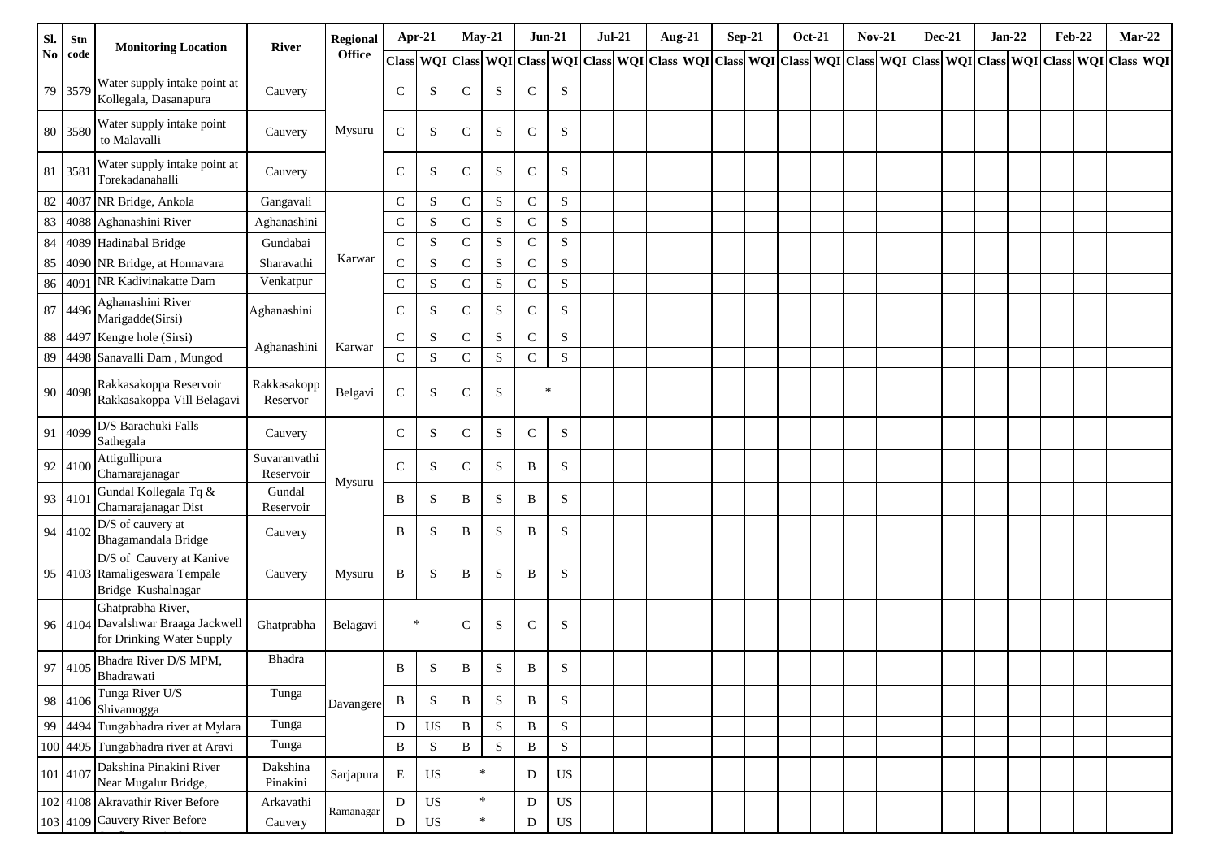| Sl. No | Stn code | Monitoring Location | River | Regional Office | Apr-21 | | May-21 | | Jun-21 | | Jul-21 | | Aug-21 | | Sep-21 | | Oct-21 | | Nov-21 | | Dec-21 | | Jan-22 | | Feb-22 | | Mar-22 | |
|---|---|---|---|---|---|---|---|---|---|---|---|---|---|---|---|---|---|---|---|---|---|---|---|---|---|---|---|---|
| | | | | | Class | WQI | Class | WQI | Class | WQI | Class | WQI | Class | WQI | Class | WQI | Class | WQI | Class | WQI | Class | WQI | Class | WQI | Class | WQI | Class | WQI |
| 79 | 3579 | Water supply intake point at Kollegala, Dasanapura | Cauvery | Mysuru | C | S | C | S | C | S | | | | | | | | | | | | | | | | | | |
| 80 | 3580 | Water supply intake point to Malavalli | Cauvery | | C | S | C | S | C | S | | | | | | | | | | | | | | | | | | |
| 81 | 3581 | Water supply intake point at Torekadanahalli | Cauvery | | C | S | C | S | C | S | | | | | | | | | | | | | | | | | | |
| 82 | 4087 | NR Bridge, Ankola | Gangavali | Karwar | C | S | C | S | C | S | | | | | | | | | | | | | | | | | | |
| 83 | 4088 | Aghanashini River | Aghanashini | | C | S | C | S | C | S | | | | | | | | | | | | | | | | | | |
| 84 | 4089 | Hadinabal Bridge | Gundabai | | C | S | C | S | C | S | | | | | | | | | | | | | | | | | | |
| 85 | 4090 | NR Bridge, at Honnavara | Sharavathi | | C | S | C | S | C | S | | | | | | | | | | | | | | | | | | |
| 86 | 4091 | NR Kadivinakatte Dam | Venkatpur | | C | S | C | S | C | S | | | | | | | | | | | | | | | | | | |
| 87 | 4496 | Aghanashini River Marigadde(Sirsi) | Aghanashini | | C | S | C | S | C | S | | | | | | | | | | | | | | | | | | |
| 88 | 4497 | Kengre hole (Sirsi) | Aghanashini | Karwar | C | S | C | S | C | S | | | | | | | | | | | | | | | | | | |
| 89 | 4498 | Sanavalli Dam , Mungod | | | C | S | C | S | C | S | | | | | | | | | | | | | | | | | | |
| 90 | 4098 | Rakkasakoppa Reservoir Rakkasakoppa Vill Belagavi | Rakkasakopp Reservor | Belgavi | C | S | C | S | * | | | | | | | | | | | | | | | | | | | |
| 91 | 4099 | D/S Barachuki Falls Sathegala | Cauvery | Mysuru | C | S | C | S | C | S | | | | | | | | | | | | | | | | | | |
| 92 | 4100 | Attigullipura Chamarajanagar | Suvaranvathi Reservoir | | C | S | C | S | B | S | | | | | | | | | | | | | | | | | | |
| 93 | 4101 | Gundal Kollegala Tq & Chamarajanagar Dist | Gundal Reservoir | | B | S | B | S | B | S | | | | | | | | | | | | | | | | | | |
| 94 | 4102 | D/S of cauvery at Bhagamandala Bridge | Cauvery | | B | S | B | S | B | S | | | | | | | | | | | | | | | | | | |
| 95 | 4103 | D/S of Cauvery at Kanive Ramaligeswara Tempale Bridge Kushalnagar | Cauvery | Mysuru | B | S | B | S | B | S | | | | | | | | | | | | | | | | | | |
| 96 | 4104 | Ghatprabha River, Davalshwar Braaga Jackwell for Drinking Water Supply | Ghatprabha | Belagavi | * | | C | S | C | S | | | | | | | | | | | | | | | | | | |
| 97 | 4105 | Bhadra River D/S MPM, Bhadrawati | Bhadra | Davangere | B | S | B | S | B | S | | | | | | | | | | | | | | | | | | |
| 98 | 4106 | Tunga River U/S Shivamogga | Tunga | | B | S | B | S | B | S | | | | | | | | | | | | | | | | | | |
| 99 | 4494 | Tungabhadra river at Mylara | Tunga | | D | US | B | S | B | S | | | | | | | | | | | | | | | | | | |
| 100 | 4495 | Tungabhadra river at Aravi | Tunga | | B | S | B | S | B | S | | | | | | | | | | | | | | | | | | |
| 101 | 4107 | Dakshina Pinakini River Near Mugalur Bridge, | Dakshina Pinakini | Sarjapura | E | US | * | | D | US | | | | | | | | | | | | | | | | | | |
| 102 | 4108 | Akravathir River Before | Arkavathi | Ramanagar | D | US | * | | D | US | | | | | | | | | | | | | | | | | | |
| 103 | 4109 | Cauvery River Before | Cauvery | | D | US | * | | D | US | | | | | | | | | | | | | | | | | | |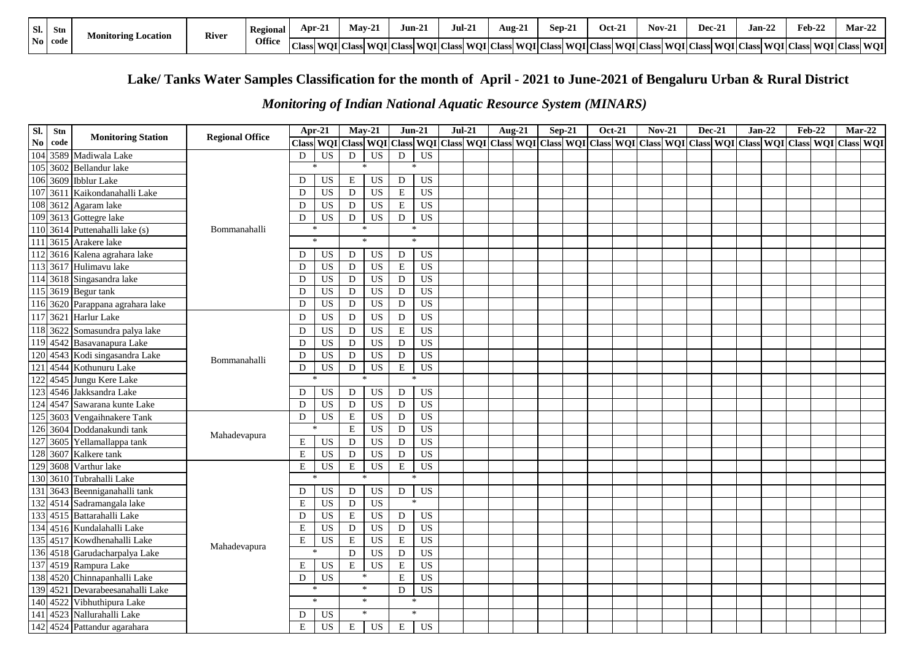## Lake/ Tanks Water Samples Classification for the month of April - 2021 to June-2021 of Bengaluru Urban & Rural District

### *Monitoring of Indian National Aquatic Resource System (MINARS)*

| Sl. No | Stn code | Monitoring Station | Regional Office | Apr-21 | | May-21 | | Jun-21 | | Jul-21 | | Aug-21 | | Sep-21 | | Oct-21 | | Nov-21 | | Dec-21 | | Jan-22 | | Feb-22 | | Mar-22 | |
|---|---|---|---|---|---|---|---|---|---|---|---|---|---|---|---|---|---|---|---|---|---|---|---|---|---|---|---|
| | | | | Class | WQI | Class | WQI | Class | WQI | Class | WQI | Class | WQI | Class | WQI | Class | WQI | Class | WQI | Class | WQI | Class | WQI | Class | WQI | Class | WQI |
| 104 | 3589 | Madiwala Lake | Bommanahalli | D | US | D | US | D | US | | | | | | | | | | | | | | | | | | |
| 105 | 3602 | Bellandur lake | | * | | * | | * | | | | | | | | | | | | | | | | | | | |
| 106 | 3609 | Ibblur Lake | | D | US | E | US | D | US | | | | | | | | | | | | | | | | | | |
| 107 | 3611 | Kaikondanahalli Lake | | D | US | D | US | E | US | | | | | | | | | | | | | | | | | | |
| 108 | 3612 | Agaram lake | | D | US | D | US | E | US | | | | | | | | | | | | | | | | | | |
| 109 | 3613 | Gottegre lake | | D | US | D | US | D | US | | | | | | | | | | | | | | | | | | |
| 110 | 3614 | Puttenahalli lake (s) | | * | | * | | * | | | | | | | | | | | | | | | | | | | |
| 111 | 3615 | Arakere lake | | * | | * | | * | | | | | | | | | | | | | | | | | | | |
| 112 | 3616 | Kalena agrahara lake | | D | US | D | US | D | US | | | | | | | | | | | | | | | | | | |
| 113 | 3617 | Hulimavu lake | | D | US | D | US | E | US | | | | | | | | | | | | | | | | | | |
| 114 | 3618 | Singasandra lake | | D | US | D | US | D | US | | | | | | | | | | | | | | | | | | |
| 115 | 3619 | Begur tank | | D | US | D | US | D | US | | | | | | | | | | | | | | | | | | |
| 116 | 3620 | Parappana agrahara lake | | D | US | D | US | D | US | | | | | | | | | | | | | | | | | | |
| 117 | 3621 | Harlur Lake | Bommanahalli | D | US | D | US | D | US | | | | | | | | | | | | | | | | | | |
| 118 | 3622 | Somasundra palya lake | | D | US | D | US | E | US | | | | | | | | | | | | | | | | | | |
| 119 | 4542 | Basavanapura Lake | | D | US | D | US | D | US | | | | | | | | | | | | | | | | | | |
| 120 | 4543 | Kodi singasandra Lake | | D | US | D | US | D | US | | | | | | | | | | | | | | | | | | |
| 121 | 4544 | Kothunuru Lake | | D | US | D | US | E | US | | | | | | | | | | | | | | | | | | |
| 122 | 4545 | Jungu Kere Lake | | * | | * | | * | | | | | | | | | | | | | | | | | | | |
| 123 | 4546 | Jakksandra Lake | | D | US | D | US | D | US | | | | | | | | | | | | | | | | | | |
| 124 | 4547 | Sawarana kunte Lake | | D | US | D | US | D | US | | | | | | | | | | | | | | | | | | |
| 125 | 3603 | Vengaihnakere Tank | Mahadevapura | D | US | E | US | D | US | | | | | | | | | | | | | | | | | | |
| 126 | 3604 | Doddanakundi tank | | * | | E | US | D | US | | | | | | | | | | | | | | | | | | |
| 127 | 3605 | Yellamallappa tank | | E | US | D | US | D | US | | | | | | | | | | | | | | | | | | |
| 128 | 3607 | Kalkere tank | | E | US | D | US | D | US | | | | | | | | | | | | | | | | | | |
| 129 | 3608 | Varthur lake | Mahadevapura | E | US | E | US | E | US | | | | | | | | | | | | | | | | | | |
| 130 | 3610 | Tubrahalli Lake | | * | | * | | * | | | | | | | | | | | | | | | | | | | |
| 131 | 3643 | Beenniganahalli tank | | D | US | D | US | D | US | | | | | | | | | | | | | | | | | | |
| 132 | 4514 | Sadramangala lake | | E | US | D | US | * | | | | | | | | | | | | | | | | | | | |
| 133 | 4515 | Battarahalli Lake | | D | US | E | US | D | US | | | | | | | | | | | | | | | | | | |
| 134 | 4516 | Kundalahalli Lake | | E | US | D | US | D | US | | | | | | | | | | | | | | | | | | |
| 135 | 4517 | Kowdhenahalli Lake | | E | US | E | US | E | US | | | | | | | | | | | | | | | | | | |
| 136 | 4518 | Garudacharpalya Lake | | * | | D | US | D | US | | | | | | | | | | | | | | | | | | |
| 137 | 4519 | Rampura Lake | | E | US | E | US | E | US | | | | | | | | | | | | | | | | | | |
| 138 | 4520 | Chinnapanhalli Lake | | D | US | * | | E | US | | | | | | | | | | | | | | | | | | |
| 139 | 4521 | Devarabeesanahalli Lake | | * | | * | | D | US | | | | | | | | | | | | | | | | | | |
| 140 | 4522 | Vibhuthipura Lake | | * | | * | | * | | | | | | | | | | | | | | | | | | | |
| 141 | 4523 | Nallurahalli Lake | | D | US | * | | * | | | | | | | | | | | | | | | | | | | |
| 142 | 4524 | Pattandur agarahara | | E | US | E | US | E | US | | | | | | | | | | | | | | | | | | |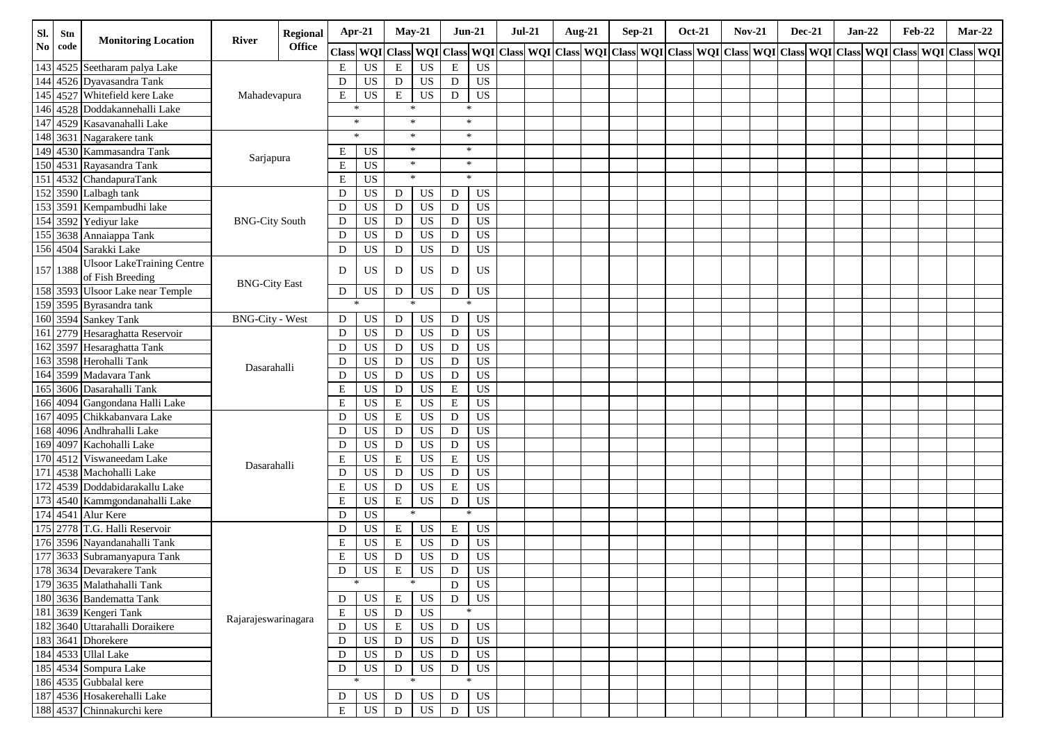| Sl. No | Stn code | Monitoring Location | River | Regional Office | Apr-21 | | May-21 | | Jun-21 | | Jul-21 | | Aug-21 | | Sep-21 | | Oct-21 | | Nov-21 | | Dec-21 | | Jan-22 | | Feb-22 | | Mar-22 | |
|---|---|---|---|---|---|---|---|---|---|---|---|---|---|---|---|---|---|---|---|---|---|---|---|---|---|---|---|---|
| | | | | | Class | WQI | Class | WQI | Class | WQI | Class | WQI | Class | WQI | Class | WQI | Class | WQI | Class | WQI | Class | WQI | Class | WQI | Class | WQI | Class | WQI |
| 143 | 4525 | Seetharam palya Lake | Mahadevapura | | E | US | E | US | E | US | | | | | | | | | | | | | | | | | | |
| 144 | 4526 | Dyavasandra Tank | Mahadevapura | | D | US | D | US | D | US | | | | | | | | | | | | | | | | | | |
| 145 | 4527 | Whitefield kere Lake | Mahadevapura | | E | US | E | US | D | US | | | | | | | | | | | | | | | | | | |
| 146 | 4528 | Doddakannehalli Lake | Mahadevapura | | * | | * | | * | | | | | | | | | | | | | | | | | | | |
| 147 | 4529 | Kasavanahalli Lake | Mahadevapura | | * | | * | | * | | | | | | | | | | | | | | | | | | | |
| 148 | 3631 | Nagarakere tank | Sarjapura | | * | | * | | * | | | | | | | | | | | | | | | | | | | |
| 149 | 4530 | Kammasandra Tank | Sarjapura | | E | US | * | | * | | | | | | | | | | | | | | | | | | | |
| 150 | 4531 | Rayasandra Tank | Sarjapura | | E | US | * | | * | | | | | | | | | | | | | | | | | | | |
| 151 | 4532 | ChandapuraTank | Sarjapura | | E | US | * | | * | | | | | | | | | | | | | | | | | | | |
| 152 | 3590 | Lalbagh tank | BNG-City South | | D | US | D | US | D | US | | | | | | | | | | | | | | | | | | |
| 153 | 3591 | Kempambudhi lake | BNG-City South | | D | US | D | US | D | US | | | | | | | | | | | | | | | | | | |
| 154 | 3592 | Yediyur lake | BNG-City South | | D | US | D | US | D | US | | | | | | | | | | | | | | | | | | |
| 155 | 3638 | Annaiappa Tank | BNG-City South | | D | US | D | US | D | US | | | | | | | | | | | | | | | | | | |
| 156 | 4504 | Sarakki Lake | BNG-City South | | D | US | D | US | D | US | | | | | | | | | | | | | | | | | | |
| 157 | 1388 | Ulsoor LakeTraining Centre of Fish Breeding | BNG-City East | | D | US | D | US | D | US | | | | | | | | | | | | | | | | | | |
| 158 | 3593 | Ulsoor Lake near Temple | BNG-City East | | D | US | D | US | D | US | | | | | | | | | | | | | | | | | | |
| 159 | 3595 | Byrasandra tank | BNG-City East | | * | | * | | * | | | | | | | | | | | | | | | | | | | |
| 160 | 3594 | Sankey Tank | BNG-City - West | | D | US | D | US | D | US | | | | | | | | | | | | | | | | | | |
| 161 | 2779 | Hesaraghatta Reservoir | Dasarahalli | | D | US | D | US | D | US | | | | | | | | | | | | | | | | | | |
| 162 | 3597 | Hesaraghatta Tank | Dasarahalli | | D | US | D | US | D | US | | | | | | | | | | | | | | | | | | |
| 163 | 3598 | Herohalli Tank | Dasarahalli | | D | US | D | US | D | US | | | | | | | | | | | | | | | | | | |
| 164 | 3599 | Madavara Tank | Dasarahalli | | D | US | D | US | D | US | | | | | | | | | | | | | | | | | | |
| 165 | 3606 | Dasarahalli Tank | Dasarahalli | | E | US | D | US | E | US | | | | | | | | | | | | | | | | | | |
| 166 | 4094 | Gangondana Halli Lake | Dasarahalli | | E | US | E | US | E | US | | | | | | | | | | | | | | | | | | |
| 167 | 4095 | Chikkabanvara Lake | Dasarahalli | | D | US | E | US | D | US | | | | | | | | | | | | | | | | | | |
| 168 | 4096 | Andhrahalli Lake | Dasarahalli | | D | US | D | US | D | US | | | | | | | | | | | | | | | | | | |
| 169 | 4097 | Kachohalli Lake | Dasarahalli | | D | US | D | US | D | US | | | | | | | | | | | | | | | | | | |
| 170 | 4512 | Viswaneedam Lake | Dasarahalli | | E | US | E | US | E | US | | | | | | | | | | | | | | | | | | |
| 171 | 4538 | Machohalli Lake | Dasarahalli | | D | US | D | US | D | US | | | | | | | | | | | | | | | | | | |
| 172 | 4539 | Doddabidarakallu Lake | Dasarahalli | | E | US | D | US | E | US | | | | | | | | | | | | | | | | | | |
| 173 | 4540 | Kammgondanahalli Lake | Dasarahalli | | E | US | E | US | D | US | | | | | | | | | | | | | | | | | | |
| 174 | 4541 | Alur Kere | Dasarahalli | | D | US | * | | * | | | | | | | | | | | | | | | | | | | |
| 175 | 2778 | T.G. Halli Reservoir | Rajarajeswarinagara | | D | US | E | US | E | US | | | | | | | | | | | | | | | | | | |
| 176 | 3596 | Nayandanahalli Tank | Rajarajeswarinagara | | E | US | E | US | D | US | | | | | | | | | | | | | | | | | | |
| 177 | 3633 | Subramanyapura Tank | Rajarajeswarinagara | | E | US | D | US | D | US | | | | | | | | | | | | | | | | | | |
| 178 | 3634 | Devarakere Tank | Rajarajeswarinagara | | D | US | E | US | D | US | | | | | | | | | | | | | | | | | | |
| 179 | 3635 | Malathahalli Tank | Rajarajeswarinagara | | * | | * | | D | US | | | | | | | | | | | | | | | | | | |
| 180 | 3636 | Bandematta Tank | Rajarajeswarinagara | | D | US | E | US | D | US | | | | | | | | | | | | | | | | | | |
| 181 | 3639 | Kengeri Tank | Rajarajeswarinagara | | E | US | D | US | * | | | | | | | | | | | | | | | | | | | |
| 182 | 3640 | Uttarahalli Doraikere | Rajarajeswarinagara | | D | US | E | US | D | US | | | | | | | | | | | | | | | | | | |
| 183 | 3641 | Dhorekere | Rajarajeswarinagara | | D | US | D | US | D | US | | | | | | | | | | | | | | | | | | |
| 184 | 4533 | Ullal Lake | Rajarajeswarinagara | | D | US | D | US | D | US | | | | | | | | | | | | | | | | | | |
| 185 | 4534 | Sompura Lake | Rajarajeswarinagara | | D | US | D | US | D | US | | | | | | | | | | | | | | | | | | |
| 186 | 4535 | Gubbalal kere | Rajarajeswarinagara | | * | | * | | * | | | | | | | | | | | | | | | | | | | |
| 187 | 4536 | Hosakerehalli Lake | Rajarajeswarinagara | | D | US | D | US | D | US | | | | | | | | | | | | | | | | | | |
| 188 | 4537 | Chinnakurchi kere | Rajarajeswarinagara | | E | US | D | US | D | US | | | | | | | | | | | | | | | | | | |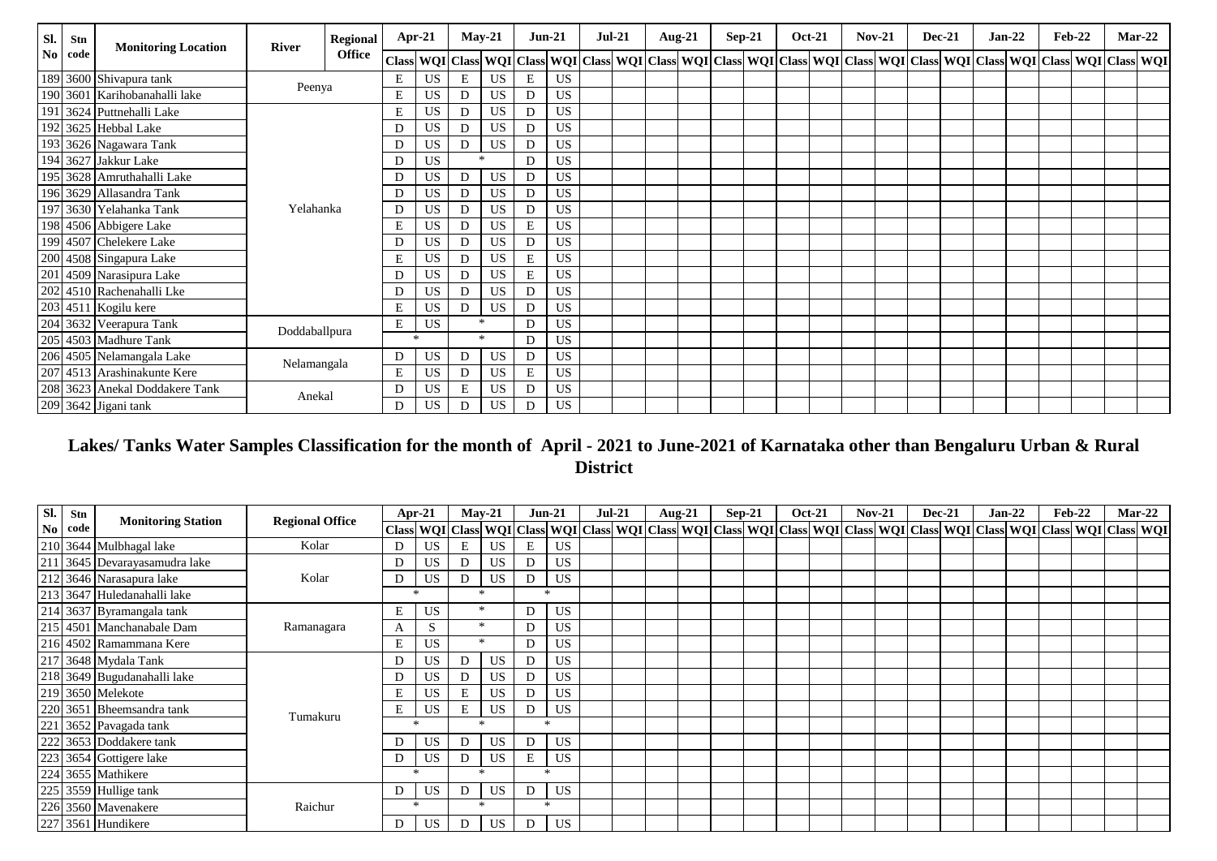| Sl. No | Stn code | Monitoring Location | River | Regional Office | Apr-21 | | May-21 | | Jun-21 | | Jul-21 | | Aug-21 | | Sep-21 | | Oct-21 | | Nov-21 | | Dec-21 | | Jan-22 | | Feb-22 | | Mar-22 | |
|---|---|---|---|---|---|---|---|---|---|---|---|---|---|---|---|---|---|---|---|---|---|---|---|---|---|---|---|---|
| | | | | | Class | WQI | Class | WQI | Class | WQI | Class | WQI | Class | WQI | Class | WQI | Class | WQI | Class | WQI | Class | WQI | Class | WQI | Class | WQI | Class | WQI |
| 189 | 3600 | Shivapura tank | Peenya | | E | US | E | US | E | US | | | | | | | | | | | | | | | | | | |
| 190 | 3601 | Karihobanahalli lake | | | E | US | D | US | D | US | | | | | | | | | | | | | | | | | | |
| 191 | 3624 | Puttnehalli Lake | Yelahanka | | E | US | D | US | D | US | | | | | | | | | | | | | | | | | | |
| 192 | 3625 | Hebbal Lake | | | D | US | D | US | D | US | | | | | | | | | | | | | | | | | | |
| 193 | 3626 | Nagawara Tank | | | D | US | D | US | D | US | | | | | | | | | | | | | | | | | | |
| 194 | 3627 | Jakkur Lake | | | D | US | * | | D | US | | | | | | | | | | | | | | | | | | |
| 195 | 3628 | Amruthahalli Lake | | | D | US | D | US | D | US | | | | | | | | | | | | | | | | | | |
| 196 | 3629 | Allasandra Tank | | | D | US | D | US | D | US | | | | | | | | | | | | | | | | | | |
| 197 | 3630 | Yelahanka Tank | | | D | US | D | US | D | US | | | | | | | | | | | | | | | | | | |
| 198 | 4506 | Abbigere Lake | | | E | US | D | US | E | US | | | | | | | | | | | | | | | | | | |
| 199 | 4507 | Chelekere Lake | | | D | US | D | US | D | US | | | | | | | | | | | | | | | | | | |
| 200 | 4508 | Singapura Lake | | | E | US | D | US | E | US | | | | | | | | | | | | | | | | | | |
| 201 | 4509 | Narasipura Lake | | | D | US | D | US | E | US | | | | | | | | | | | | | | | | | | |
| 202 | 4510 | Rachenahalli Lke | | | D | US | D | US | D | US | | | | | | | | | | | | | | | | | | |
| 203 | 4511 | Kogilu kere | | | E | US | D | US | D | US | | | | | | | | | | | | | | | | | | |
| 204 | 3632 | Veerapura Tank | Doddaballpura | | E | US | * | | D | US | | | | | | | | | | | | | | | | | | |
| 205 | 4503 | Madhure Tank | | | * | | * | | D | US | | | | | | | | | | | | | | | | | | |
| 206 | 4505 | Nelamangala Lake | Nelamangala | | D | US | D | US | D | US | | | | | | | | | | | | | | | | | | |
| 207 | 4513 | Arashinakunte Kere | | | E | US | D | US | E | US | | | | | | | | | | | | | | | | | | |
| 208 | 3623 | Anekal Doddakere Tank | Anekal | | D | US | E | US | D | US | | | | | | | | | | | | | | | | | | |
| 209 | 3642 | Jigani tank | | | D | US | D | US | D | US | | | | | | | | | | | | | | | | | | |

## Lakes/ Tanks Water Samples Classification for the month of April - 2021 to June-2021 of Karnataka other than Bengaluru Urban & Rural District

| Sl. No | Stn code | Monitoring Station | Regional Office | Apr-21 | | May-21 | | Jun-21 | | Jul-21 | | Aug-21 | | Sep-21 | | Oct-21 | | Nov-21 | | Dec-21 | | Jan-22 | | Feb-22 | | Mar-22 | |
|---|---|---|---|---|---|---|---|---|---|---|---|---|---|---|---|---|---|---|---|---|---|---|---|---|---|---|---|
| | | | | Class | WQI | Class | WQI | Class | WQI | Class | WQI | Class | WQI | Class | WQI | Class | WQI | Class | WQI | Class | WQI | Class | WQI | Class | WQI | Class | WQI |
| 210 | 3644 | Mulbhagal lake | Kolar | D | US | E | US | E | US | | | | | | | | | | | | | | | | | | |
| 211 | 3645 | Devarayasamudra lake | Kolar | D | US | D | US | D | US | | | | | | | | | | | | | | | | | | |
| 212 | 3646 | Narasapura lake | | D | US | D | US | D | US | | | | | | | | | | | | | | | | | | |
| 213 | 3647 | Huledanahalli lake | | * | | * | | * | | | | | | | | | | | | | | | | | | | |
| 214 | 3637 | Byramangala tank | Ramanagara | E | US | * | | D | US | | | | | | | | | | | | | | | | | | |
| 215 | 4501 | Manchanabale Dam | | A | S | * | | D | US | | | | | | | | | | | | | | | | | | |
| 216 | 4502 | Ramammana Kere | | E | US | * | | D | US | | | | | | | | | | | | | | | | | | |
| 217 | 3648 | Mydala Tank | Tumakuru | D | US | D | US | D | US | | | | | | | | | | | | | | | | | | |
| 218 | 3649 | Bugudanahalli lake | | D | US | D | US | D | US | | | | | | | | | | | | | | | | | | |
| 219 | 3650 | Melekote | | E | US | E | US | D | US | | | | | | | | | | | | | | | | | | |
| 220 | 3651 | Bheemsandra tank | | E | US | E | US | D | US | | | | | | | | | | | | | | | | | | |
| 221 | 3652 | Pavagada tank | | * | | * | | * | | | | | | | | | | | | | | | | | | | |
| 222 | 3653 | Doddakere tank | | D | US | D | US | D | US | | | | | | | | | | | | | | | | | | |
| 223 | 3654 | Gottigere lake | | D | US | D | US | E | US | | | | | | | | | | | | | | | | | | |
| 224 | 3655 | Mathikere | | * | | * | | * | | | | | | | | | | | | | | | | | | | |
| 225 | 3559 | Hullige tank | Raichur | D | US | D | US | D | US | | | | | | | | | | | | | | | | | | |
| 226 | 3560 | Mavenakere | | * | | * | | * | | | | | | | | | | | | | | | | | | | |
| 227 | 3561 | Hundikere | | D | US | D | US | D | US | | | | | | | | | | | | | | | | | | |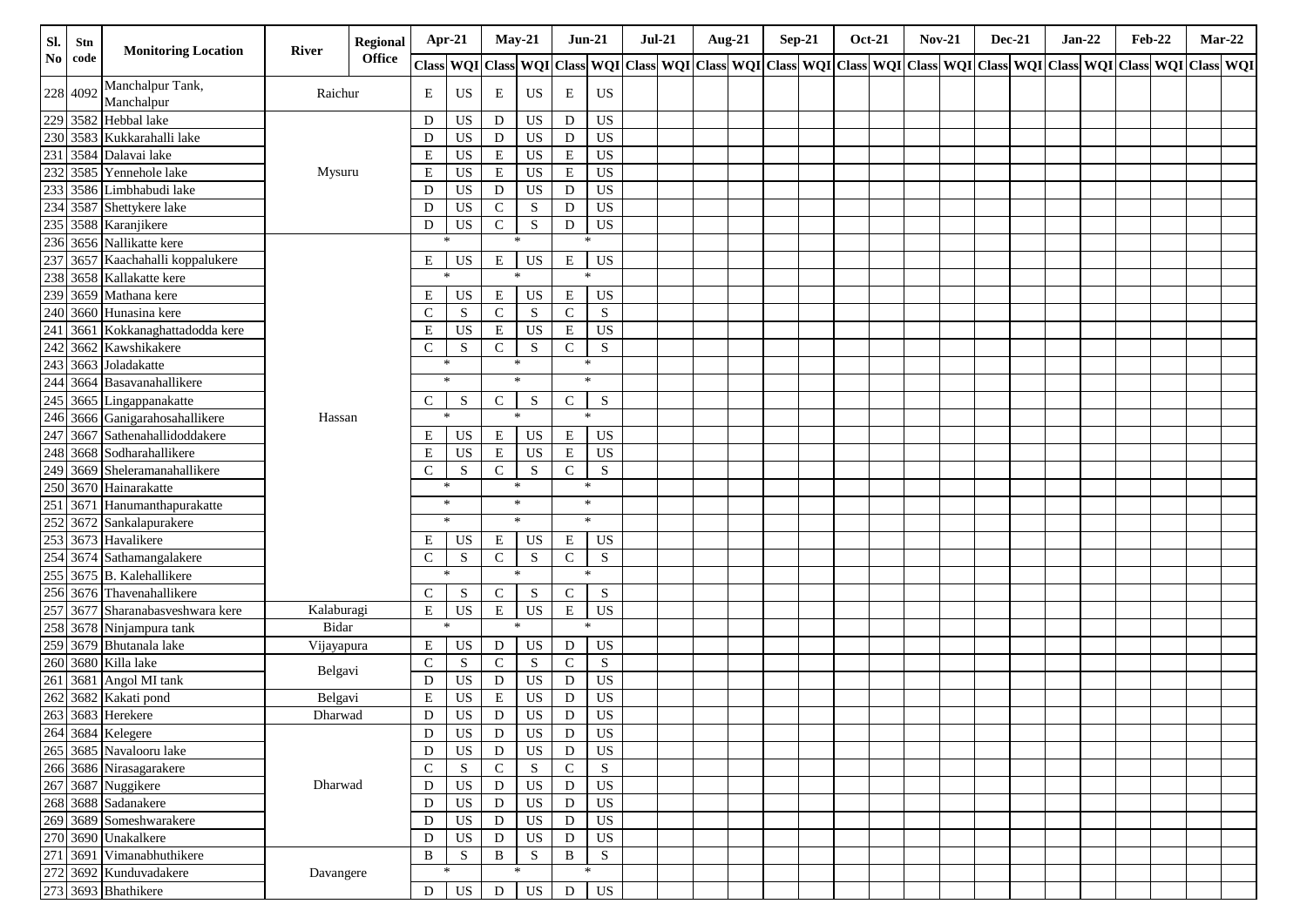| Sl. No | Stn code | Monitoring Location | River | Regional Office | Apr-21 | | May-21 | | Jun-21 | | Jul-21 | | Aug-21 | | Sep-21 | | Oct-21 | | Nov-21 | | Dec-21 | | Jan-22 | | Feb-22 | | Mar-22 | |
|---|---|---|---|---|---|---|---|---|---|---|---|---|---|---|---|---|---|---|---|---|---|---|---|---|---|---|---|---|
| | | | | | Class | WQI | Class | WQI | Class | WQI | Class | WQI | Class | WQI | Class | WQI | Class | WQI | Class | WQI | Class | WQI | Class | WQI | Class | WQI | Class | WQI |
| 228 | 4092 | Manchalpur Tank, Manchalpur | | Raichur | E | US | E | US | E | US | | | | | | | | | | | | | | | | | | |
| 229 | 3582 | Hebbal lake | | Mysuru | D | US | D | US | D | US | | | | | | | | | | | | | | | | | | |
| 230 | 3583 | Kukkarahalli lake | | Mysuru | D | US | D | US | D | US | | | | | | | | | | | | | | | | | | |
| 231 | 3584 | Dalavai lake | | Mysuru | E | US | E | US | E | US | | | | | | | | | | | | | | | | | | |
| 232 | 3585 | Yennehole lake | | Mysuru | E | US | E | US | E | US | | | | | | | | | | | | | | | | | | |
| 233 | 3586 | Limbhabudi lake | | Mysuru | D | US | D | US | D | US | | | | | | | | | | | | | | | | | | |
| 234 | 3587 | Shettykere lake | | Mysuru | D | US | C | S | D | US | | | | | | | | | | | | | | | | | | |
| 235 | 3588 | Karanjikere | | Mysuru | D | US | C | S | D | US | | | | | | | | | | | | | | | | | | |
| 236 | 3656 | Nallikatte kere | | Hassan | * | | * | | * | | | | | | | | | | | | | | | | | | | |
| 237 | 3657 | Kaachahalli koppalukere | | Hassan | E | US | E | US | E | US | | | | | | | | | | | | | | | | | | |
| 238 | 3658 | Kallakatte kere | | Hassan | * | | * | | * | | | | | | | | | | | | | | | | | | | |
| 239 | 3659 | Mathana kere | | Hassan | E | US | E | US | E | US | | | | | | | | | | | | | | | | | | |
| 240 | 3660 | Hunasina kere | | Hassan | C | S | C | S | C | S | | | | | | | | | | | | | | | | | | |
| 241 | 3661 | Kokkanaghattadodda kere | | Hassan | E | US | E | US | E | US | | | | | | | | | | | | | | | | | | |
| 242 | 3662 | Kawshikakere | | Hassan | C | S | C | S | C | S | | | | | | | | | | | | | | | | | | |
| 243 | 3663 | Joladakatte | | Hassan | * | | * | | * | | | | | | | | | | | | | | | | | | | |
| 244 | 3664 | Basavanahallikere | | Hassan | * | | * | | * | | | | | | | | | | | | | | | | | | | |
| 245 | 3665 | Lingappanakatte | | Hassan | C | S | C | S | C | S | | | | | | | | | | | | | | | | | | |
| 246 | 3666 | Ganigarahosahallikere | | Hassan | * | | * | | * | | | | | | | | | | | | | | | | | | | |
| 247 | 3667 | Sathenahallidoddakere | | Hassan | E | US | E | US | E | US | | | | | | | | | | | | | | | | | | |
| 248 | 3668 | Sodharahallikere | | Hassan | E | US | E | US | E | US | | | | | | | | | | | | | | | | | | |
| 249 | 3669 | Sheleramanahallikere | | Hassan | C | S | C | S | C | S | | | | | | | | | | | | | | | | | | |
| 250 | 3670 | Hainarakatte | | Hassan | * | | * | | * | | | | | | | | | | | | | | | | | | | |
| 251 | 3671 | Hanumanthapurakatte | | Hassan | * | | * | | * | | | | | | | | | | | | | | | | | | | |
| 252 | 3672 | Sankalapurakere | | Hassan | * | | * | | * | | | | | | | | | | | | | | | | | | | |
| 253 | 3673 | Havalikere | | Hassan | E | US | E | US | E | US | | | | | | | | | | | | | | | | | | |
| 254 | 3674 | Sathamangalakere | | Hassan | C | S | C | S | C | S | | | | | | | | | | | | | | | | | | |
| 255 | 3675 | B. Kalehallikere | | Hassan | * | | * | | * | | | | | | | | | | | | | | | | | | | |
| 256 | 3676 | Thavenahallikere | | Hassan | C | S | C | S | C | S | | | | | | | | | | | | | | | | | | |
| 257 | 3677 | Sharanabasveshwara kere | | Kalaburagi | E | US | E | US | E | US | | | | | | | | | | | | | | | | | | |
| 258 | 3678 | Ninjampura tank | | Bidar | * | | * | | * | | | | | | | | | | | | | | | | | | | |
| 259 | 3679 | Bhutanala lake | | Vijayapura | E | US | D | US | D | US | | | | | | | | | | | | | | | | | | |
| 260 | 3680 | Killa lake | | Belgavi | C | S | C | S | C | S | | | | | | | | | | | | | | | | | | |
| 261 | 3681 | Angol MI tank | | Belgavi | D | US | D | US | D | US | | | | | | | | | | | | | | | | | | |
| 262 | 3682 | Kakati pond | | Belgavi | E | US | E | US | D | US | | | | | | | | | | | | | | | | | | |
| 263 | 3683 | Herekere | | Dharwad | D | US | D | US | D | US | | | | | | | | | | | | | | | | | | |
| 264 | 3684 | Kelegere | | Dharwad | D | US | D | US | D | US | | | | | | | | | | | | | | | | | | |
| 265 | 3685 | Navalooru lake | | Dharwad | D | US | D | US | D | US | | | | | | | | | | | | | | | | | | |
| 266 | 3686 | Nirasagarakere | | Dharwad | C | S | C | S | C | S | | | | | | | | | | | | | | | | | | |
| 267 | 3687 | Nuggikere | | Dharwad | D | US | D | US | D | US | | | | | | | | | | | | | | | | | | |
| 268 | 3688 | Sadanakere | | Dharwad | D | US | D | US | D | US | | | | | | | | | | | | | | | | | | |
| 269 | 3689 | Someshwarakere | | Dharwad | D | US | D | US | D | US | | | | | | | | | | | | | | | | | | |
| 270 | 3690 | Unakalkere | | Dharwad | D | US | D | US | D | US | | | | | | | | | | | | | | | | | | |
| 271 | 3691 | Vimanabhuthikere | | Davangere | B | S | B | S | B | S | | | | | | | | | | | | | | | | | | |
| 272 | 3692 | Kunduvadakere | | Davangere | * | | * | | * | | | | | | | | | | | | | | | | | | | |
| 273 | 3693 | Bhathikere | | Davangere | D | US | D | US | D | US | | | | | | | | | | | | | | | | | | |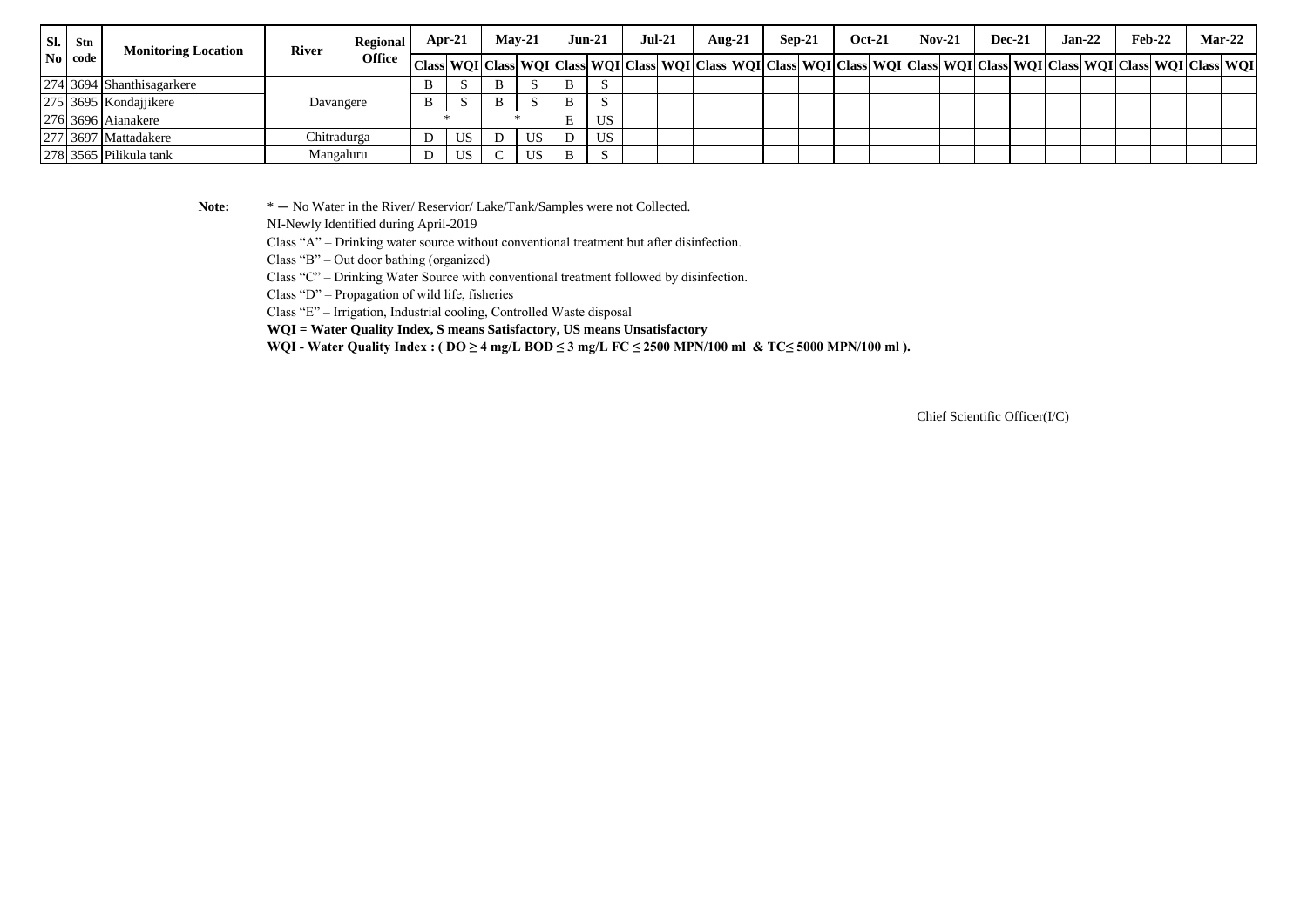| Sl. No | Stn code | Monitoring Location | River | Regional Office | Apr-21 | | May-21 | | Jun-21 | | Jul-21 | | Aug-21 | | Sep-21 | | Oct-21 | | Nov-21 | | Dec-21 | | Jan-22 | | Feb-22 | | Mar-22 | |
|---|---|---|---|---|---|---|---|---|---|---|---|---|---|---|---|---|---|---|---|---|---|---|---|---|---|---|---|---|
| | | | | | Class | WQI | Class | WQI | Class | WQI | Class | WQI | Class | WQI | Class | WQI | Class | WQI | Class | WQI | Class | WQI | Class | WQI | Class | WQI | Class | WQI |
| 274 | 3694 | Shanthisagarkere | Davangere | | B | S | B | S | B | S | | | | | | | | | | | | | | | | | | |
| 275 | 3695 | Kondajjikere | | | B | S | B | S | B | S | | | | | | | | | | | | | | | | | | |
| 276 | 3696 | Aianakere | | | * | | * | | E | US | | | | | | | | | | | | | | | | | | |
| 277 | 3697 | Mattadakere | Chitradurga | | D | US | D | US | D | US | | | | | | | | | | | | | | | | | | |
| 278 | 3565 | Pilikula tank | Mangaluru | | D | US | C | US | B | S | | | | | | | | | | | | | | | | | | |

**Note:** * — No Water in the River/ Reservior/ Lake/Tank/Samples were not Collected.

NI-Newly Identified during April-2019

Class "A" – Drinking water source without conventional treatment but after disinfection.

Class "B" – Out door bathing (organized)

Class "C" – Drinking Water Source with conventional treatment followed by disinfection.

Class "D" – Propagation of wild life, fisheries

Class "E" – Irrigation, Industrial cooling, Controlled Waste disposal

**WQI = Water Quality Index, S means Satisfactory, US means Unsatisfactory**

**WQI - Water Quality Index : ( DO ≥ 4 mg/L BOD ≤ 3 mg/L FC ≤ 2500 MPN/100 ml & TC≤ 5000 MPN/100 ml ).**

Chief Scientific Officer(I/C)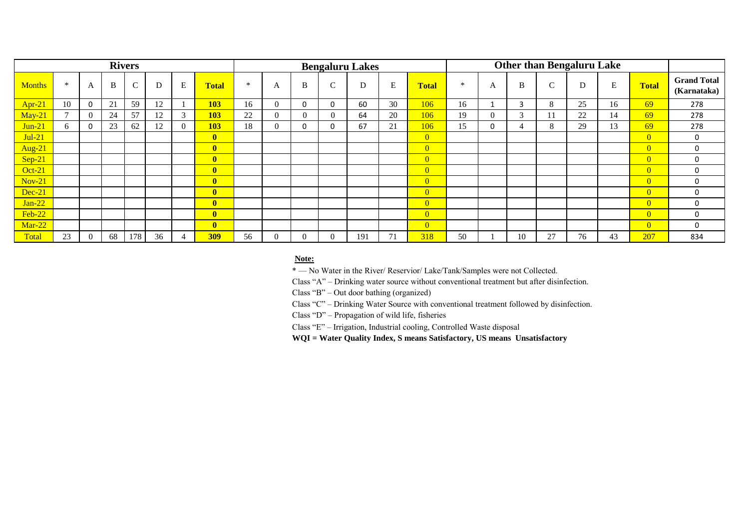| Rivers | | | | | | | | Bengaluru Lakes | | | | | | | | Other than Bengaluru Lake | | | | | | | | |
|---|---|---|---|---|---|---|---|---|---|---|---|---|---|---|---|---|---|---|---|---|---|---|---|---|
| Months | * | A | B | C | D | E | Total | * | A | B | C | D | E | Total | * | A | B | C | D | E | Total | Grand Total (Karnataka) |
| Apr-21 | 10 | 0 | 21 | 59 | 12 | 1 | 103 | 16 | 0 | 0 | 0 | 60 | 30 | 106 | 16 | 1 | 3 | 8 | 25 | 16 | 69 | 278 |
| May-21 | 7 | 0 | 24 | 57 | 12 | 3 | 103 | 22 | 0 | 0 | 0 | 64 | 20 | 106 | 19 | 0 | 3 | 11 | 22 | 14 | 69 | 278 |
| Jun-21 | 6 | 0 | 23 | 62 | 12 | 0 | 103 | 18 | 0 | 0 | 0 | 67 | 21 | 106 | 15 | 0 | 4 | 8 | 29 | 13 | 69 | 278 |
| Jul-21 | | | | | | | 0 | | | | | | | 0 | | | | | | | 0 | 0 |
| Aug-21 | | | | | | | 0 | | | | | | | 0 | | | | | | | 0 | 0 |
| Sep-21 | | | | | | | 0 | | | | | | | 0 | | | | | | | 0 | 0 |
| Oct-21 | | | | | | | 0 | | | | | | | 0 | | | | | | | 0 | 0 |
| Nov-21 | | | | | | | 0 | | | | | | | 0 | | | | | | | 0 | 0 |
| Dec-21 | | | | | | | 0 | | | | | | | 0 | | | | | | | 0 | 0 |
| Jan-22 | | | | | | | 0 | | | | | | | 0 | | | | | | | 0 | 0 |
| Feb-22 | | | | | | | 0 | | | | | | | 0 | | | | | | | 0 | 0 |
| Mar-22 | | | | | | | 0 | | | | | | | 0 | | | | | | | 0 | 0 |
| Total | 23 | 0 | 68 | 178 | 36 | 4 | 309 | 56 | 0 | 0 | 0 | 191 | 71 | 318 | 50 | 1 | 10 | 27 | 76 | 43 | 207 | 834 |

**Note:**

* — No Water in the River/ Reservior/ Lake/Tank/Samples were not Collected.

Class "A" – Drinking water source without conventional treatment but after disinfection.

Class "B" – Out door bathing (organized)

Class "C" – Drinking Water Source with conventional treatment followed by disinfection.

Class "D" – Propagation of wild life, fisheries

Class "E" – Irrigation, Industrial cooling, Controlled Waste disposal

**WQI = Water Quality Index, S means Satisfactory, US means Unsatisfactory**